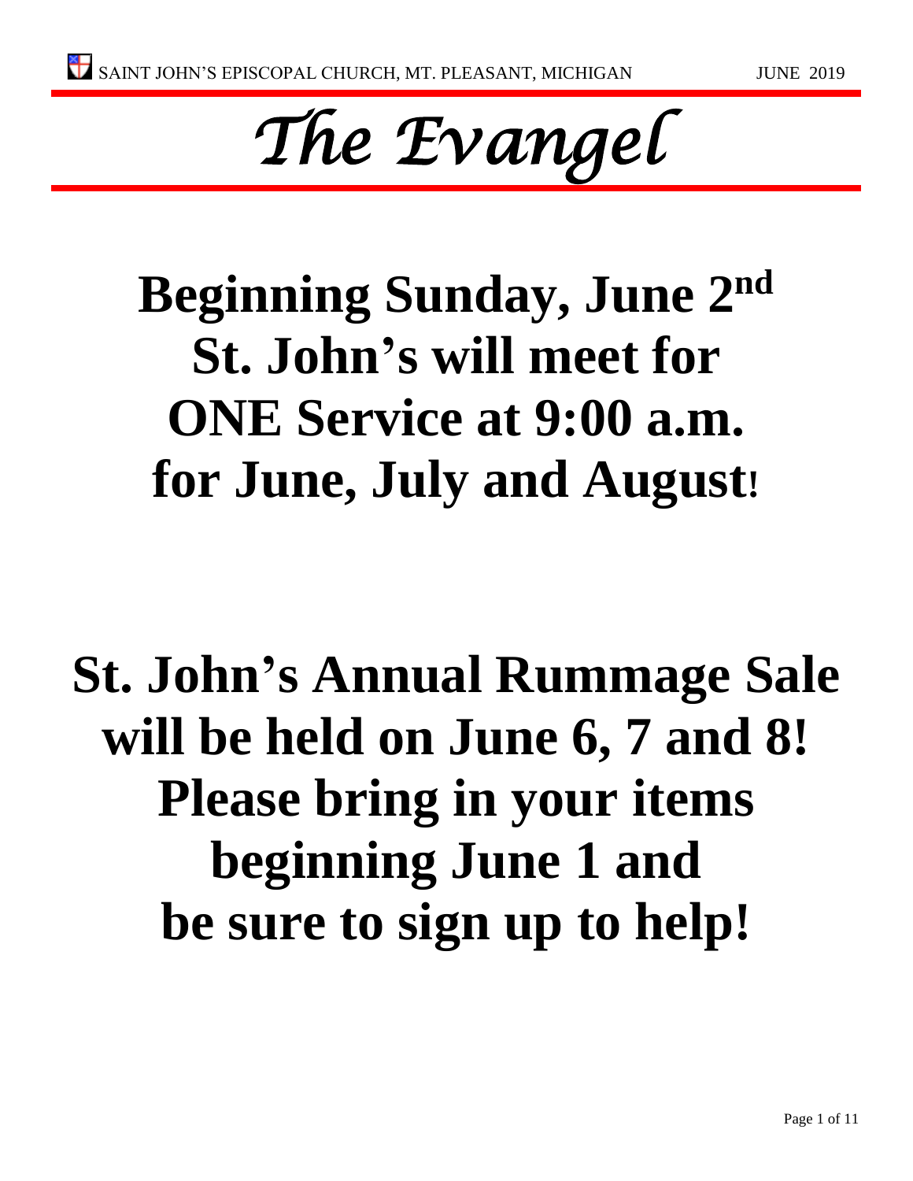SAINT JOHN'S EPISCOPAL CHURCH, MT. PLEASANT, MICHIGAN JUNE 2019

# *The Evangel*

## Beginning Sunday, June 2nd St. John's will meet for ONE Service at 9:00 a.m. for June, July and August!

## St. John's Annual Rummage Sale will be held on June 6, 7 and 8! Please bring in your items beginning June 1 and be sure to sign up to help!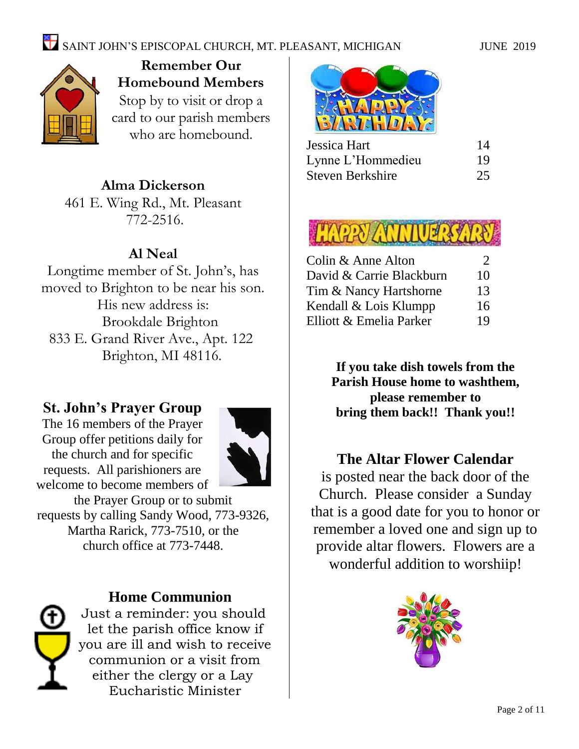## Remember Our Homebound Members

Stop by to visit or drop a card to our parish members who are homebound.

**Alma Dickerson**
461 E. Wing Rd., Mt. Pleasant
772-2516.

**Al Neal**
Longtime member of St. John's, has moved to Brighton to be near his son. His new address is:
Brookdale Brighton
833 E. Grand River Ave., Apt. 122
Brighton, MI 48116.

## St. John's Prayer Group

The 16 members of the Prayer Group offer petitions daily for the church and for specific requests. All parishioners are welcome to become members of the Prayer Group or to submit requests by calling Sandy Wood, 773-9326, Martha Rarick, 773-7510, or the church office at 773-7448.

## Home Communion

Just a reminder: you should let the parish office know if you are ill and wish to receive communion or a visit from either the clergy or a Lay Eucharistic Minister

## Happy Birthday

| | |
|---|---|
| Jessica Hart | 14 |
| Lynne L'Hommedieu | 19 |
| Steven Berkshire | 25 |

## Happy Anniversary

| | |
|---|---|
| Colin & Anne Alton | 2 |
| David & Carrie Blackburn | 10 |
| Tim & Nancy Hartshorne | 13 |
| Kendall & Lois Klumpp | 16 |
| Elliott & Emelia Parker | 19 |

**If you take dish towels from the Parish House home to washthem, please remember to bring them back!! Thank you!!**

## The Altar Flower Calendar

is posted near the back door of the Church. Please consider a Sunday that is a good date for you to honor or remember a loved one and sign up to provide altar flowers. Flowers are a wonderful addition to worshiip!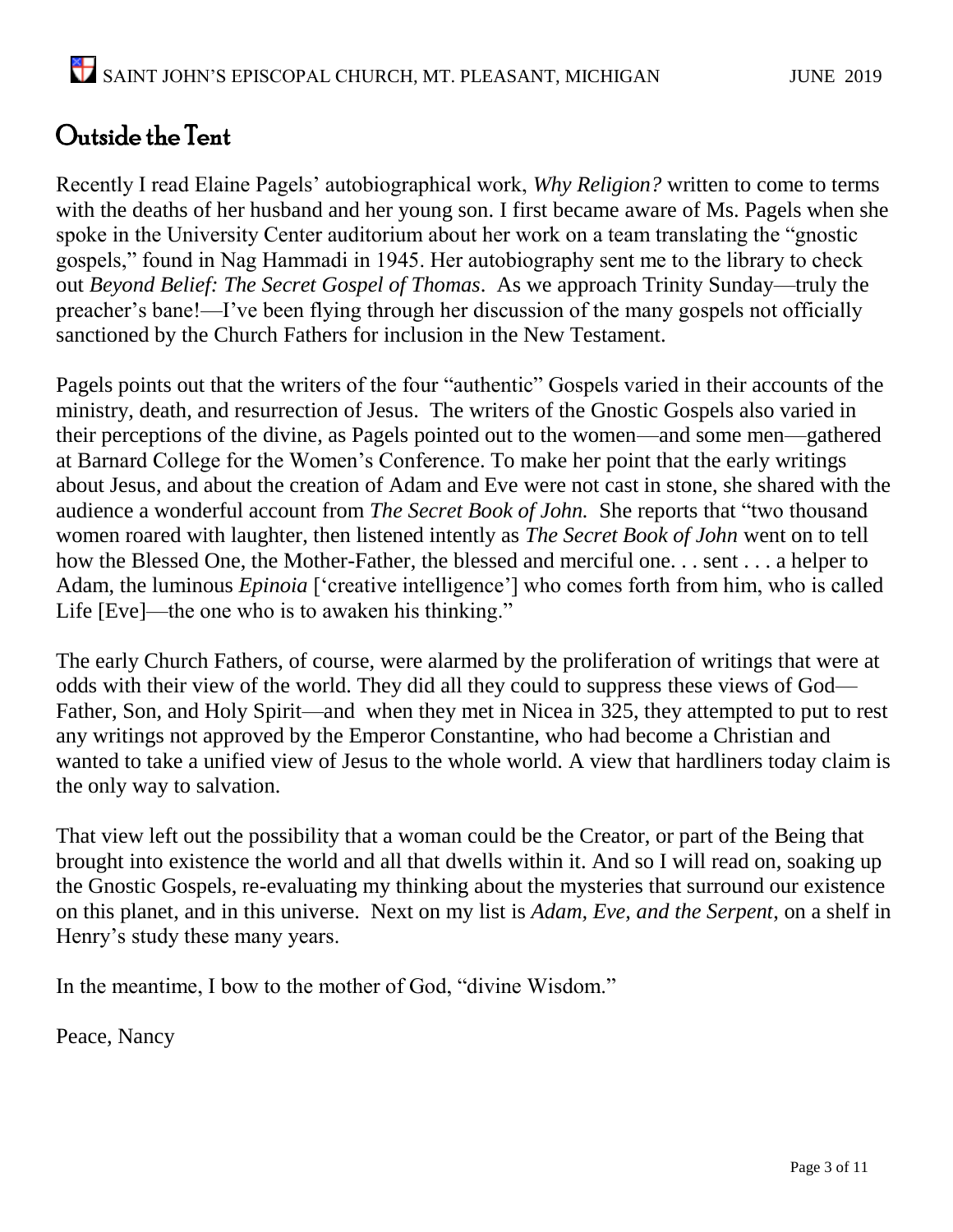## Outside the Tent

Recently I read Elaine Pagels' autobiographical work, *Why Religion?* written to come to terms with the deaths of her husband and her young son. I first became aware of Ms. Pagels when she spoke in the University Center auditorium about her work on a team translating the "gnostic gospels," found in Nag Hammadi in 1945. Her autobiography sent me to the library to check out *Beyond Belief: The Secret Gospel of Thomas*. As we approach Trinity Sunday—truly the preacher's bane!—I've been flying through her discussion of the many gospels not officially sanctioned by the Church Fathers for inclusion in the New Testament.

Pagels points out that the writers of the four "authentic" Gospels varied in their accounts of the ministry, death, and resurrection of Jesus. The writers of the Gnostic Gospels also varied in their perceptions of the divine, as Pagels pointed out to the women—and some men—gathered at Barnard College for the Women's Conference. To make her point that the early writings about Jesus, and about the creation of Adam and Eve were not cast in stone, she shared with the audience a wonderful account from *The Secret Book of John.* She reports that "two thousand women roared with laughter, then listened intently as *The Secret Book of John* went on to tell how the Blessed One, the Mother-Father, the blessed and merciful one. . . sent . . . a helper to Adam, the luminous *Epinoia* ['creative intelligence'] who comes forth from him, who is called Life [Eve]—the one who is to awaken his thinking."

The early Church Fathers, of course, were alarmed by the proliferation of writings that were at odds with their view of the world. They did all they could to suppress these views of God—Father, Son, and Holy Spirit—and when they met in Nicea in 325, they attempted to put to rest any writings not approved by the Emperor Constantine, who had become a Christian and wanted to take a unified view of Jesus to the whole world. A view that hardliners today claim is the only way to salvation.

That view left out the possibility that a woman could be the Creator, or part of the Being that brought into existence the world and all that dwells within it. And so I will read on, soaking up the Gnostic Gospels, re-evaluating my thinking about the mysteries that surround our existence on this planet, and in this universe. Next on my list is *Adam, Eve, and the Serpent*, on a shelf in Henry's study these many years.

In the meantime, I bow to the mother of God, "divine Wisdom."

Peace, Nancy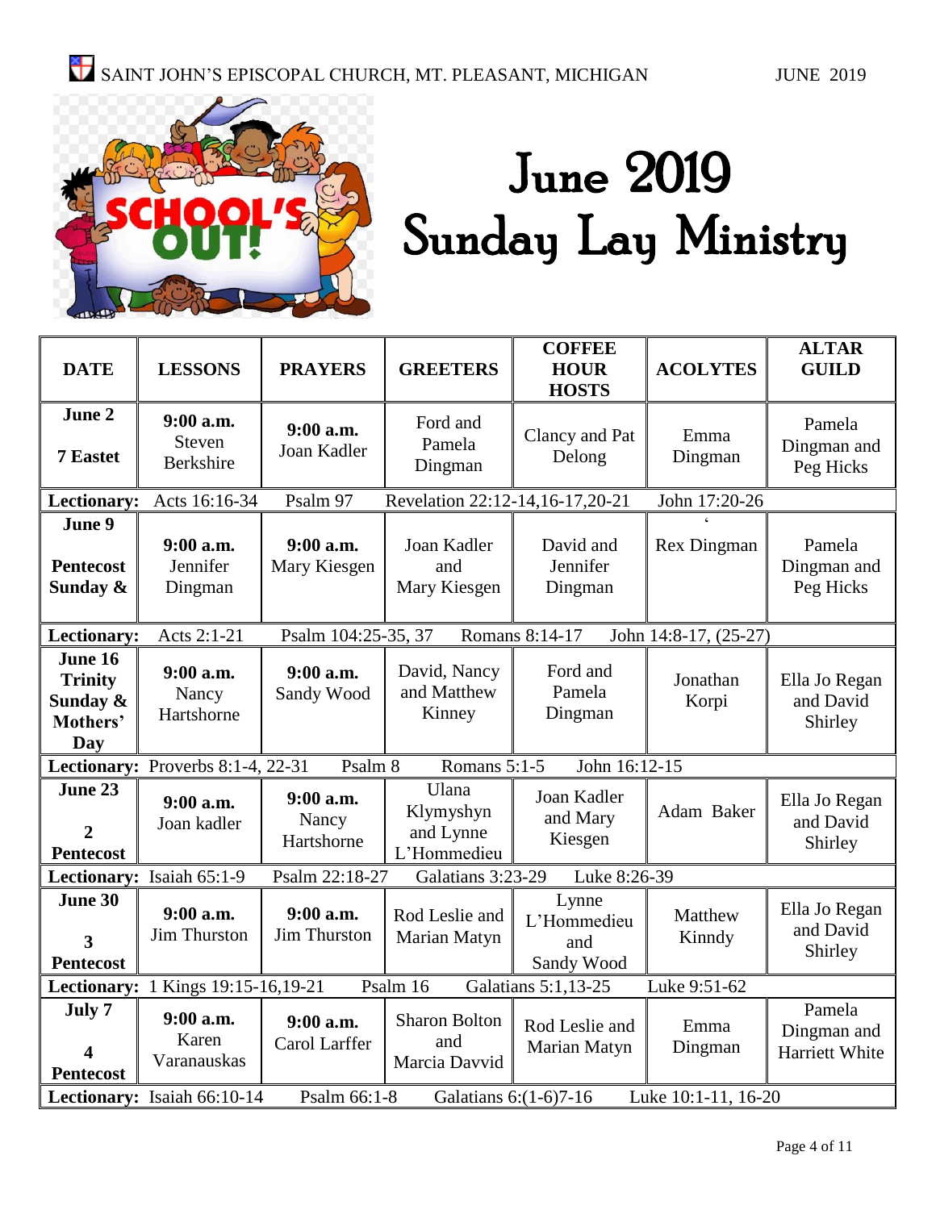# June 2019 Sunday Lay Ministry

| DATE | LESSONS | PRAYERS | GREETERS | COFFEE HOUR HOSTS | ACOLYTES | ALTAR GUILD |
|---|---|---|---|---|---|---|
| **June 2** **7 Eastet** | **9:00 a.m.** Steven Berkshire | **9:00 a.m.** Joan Kadler | Ford and Pamela Dingman | Clancy and Pat Delong | Emma Dingman | Pamela Dingman and Peg Hicks |
| **Lectionary:** Acts 16:16-34 | Psalm 97 | Revelation 22:12-14,16-17,20-21 | | John 17:20-26 | | |
| **June 9** **Pentecost Sunday &** | **9:00 a.m.** Jennifer Dingman | **9:00 a.m.** Mary Kiesgen | Joan Kadler and Mary Kiesgen | David and Jennifer Dingman | ' Rex Dingman | Pamela Dingman and Peg Hicks |
| **Lectionary:** Acts 2:1-21 | Psalm 104:25-35, 37 | Romans 8:14-17 | | John 14:8-17, (25-27) | | |
| **June 16** **Trinity Sunday & Mothers' Day** | **9:00 a.m.** Nancy Hartshorne | **9:00 a.m.** Sandy Wood | David, Nancy and Matthew Kinney | Ford and Pamela Dingman | Jonathan Korpi | Ella Jo Regan and David Shirley |
| **Lectionary:** Proverbs 8:1-4, 22-31 | Psalm 8 | Romans 5:1-5 | John 16:12-15 | | | |
| **June 23** **2 Pentecost** | **9:00 a.m.** Joan kadler | **9:00 a.m.** Nancy Hartshorne | Ulana Klymyshyn and Lynne L'Hommedieu | Joan Kadler and Mary Kiesgen | Adam Baker | Ella Jo Regan and David Shirley |
| **Lectionary:** Isaiah 65:1-9 | Psalm 22:18-27 | Galatians 3:23-29 | Luke 8:26-39 | | | |
| **June 30** **3 Pentecost** | **9:00 a.m.** Jim Thurston | **9:00 a.m.** Jim Thurston | Rod Leslie and Marian Matyn | Lynne L'Hommedieu and Sandy Wood | Matthew Kinndy | Ella Jo Regan and David Shirley |
| **Lectionary:** 1 Kings 19:15-16,19-21 | Psalm 16 | Galatians 5:1,13-25 | | Luke 9:51-62 | | |
| **July 7** **4 Pentecost** | **9:00 a.m.** Karen Varanauskas | **9:00 a.m.** Carol Larffer | Sharon Bolton and Marcia Davvid | Rod Leslie and Marian Matyn | Emma Dingman | Pamela Dingman and Harriett White |
| **Lectionary:** Isaiah 66:10-14 | Psalm 66:1-8 | Galatians 6:(1-6)7-16 | | Luke 10:1-11, 16-20 | | |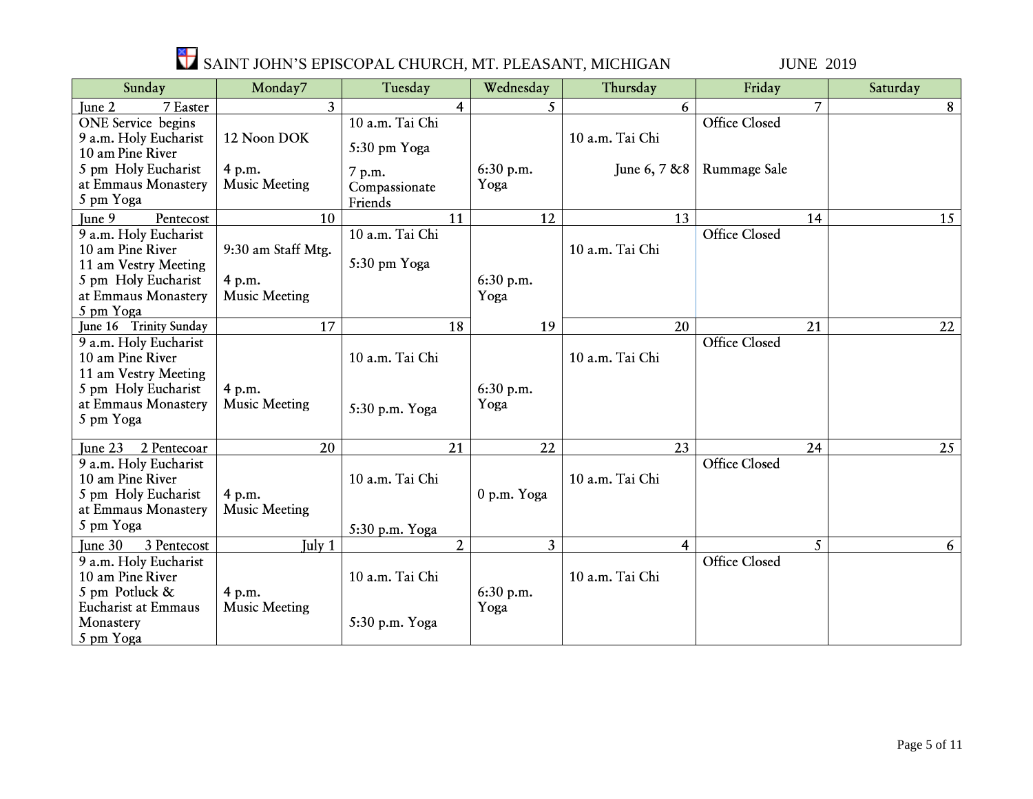# SAINT JOHN'S EPISCOPAL CHURCH, MT. PLEASANT, MICHIGAN — JUNE 2019

| Sunday | Monday7 | Tuesday | Wednesday | Thursday | Friday | Saturday |
|---|---|---|---|---|---|---|
| June 2 7 Easter | 3 | 4 | 5 | 6 | 7 | 8 |
| ONE Service begins<br>9 a.m. Holy Eucharist<br>10 am Pine River<br>5 pm Holy Eucharist at Emmaus Monastery<br>5 pm Yoga | 12 Noon DOK<br><br>4 p.m. Music Meeting | 10 a.m. Tai Chi<br>5:30 pm Yoga<br>7 p.m. Compassionate Friends | 6:30 p.m. Yoga | 10 a.m. Tai Chi<br><br>June 6, 7 &8 | Office Closed<br><br>Rummage Sale | |
| June 9 Pentecost | 10 | 11 | 12 | 13 | 14 | 15 |
| 9 a.m. Holy Eucharist<br>10 am Pine River<br>11 am Vestry Meeting<br>5 pm Holy Eucharist at Emmaus Monastery<br>5 pm Yoga | 9:30 am Staff Mtg.<br><br>4 p.m. Music Meeting | 10 a.m. Tai Chi<br>5:30 pm Yoga | 6:30 p.m. Yoga | 10 a.m. Tai Chi | Office Closed | |
| June 16 Trinity Sunday | 17 | 18 | 19 | 20 | 21 | 22 |
| 9 a.m. Holy Eucharist<br>10 am Pine River<br>11 am Vestry Meeting<br>5 pm Holy Eucharist at Emmaus Monastery<br>5 pm Yoga | 4 p.m. Music Meeting | 10 a.m. Tai Chi<br><br>5:30 p.m. Yoga | 6:30 p.m. Yoga | 10 a.m. Tai Chi | Office Closed | |
| June 23 2 Pentecoar | 20 | 21 | 22 | 23 | 24 | 25 |
| 9 a.m. Holy Eucharist<br>10 am Pine River<br>5 pm Holy Eucharist at Emmaus Monastery<br>5 pm Yoga | 4 p.m. Music Meeting | 10 a.m. Tai Chi<br><br>5:30 p.m. Yoga | 0 p.m. Yoga | 10 a.m. Tai Chi | Office Closed | |
| June 30 3 Pentecost | July 1 | 2 | 3 | 4 | 5 | 6 |
| 9 a.m. Holy Eucharist<br>10 am Pine River<br>5 pm Potluck & Eucharist at Emmaus Monastery<br>5 pm Yoga | 4 p.m. Music Meeting | 10 a.m. Tai Chi<br><br>5:30 p.m. Yoga | 6:30 p.m. Yoga | 10 a.m. Tai Chi | Office Closed | |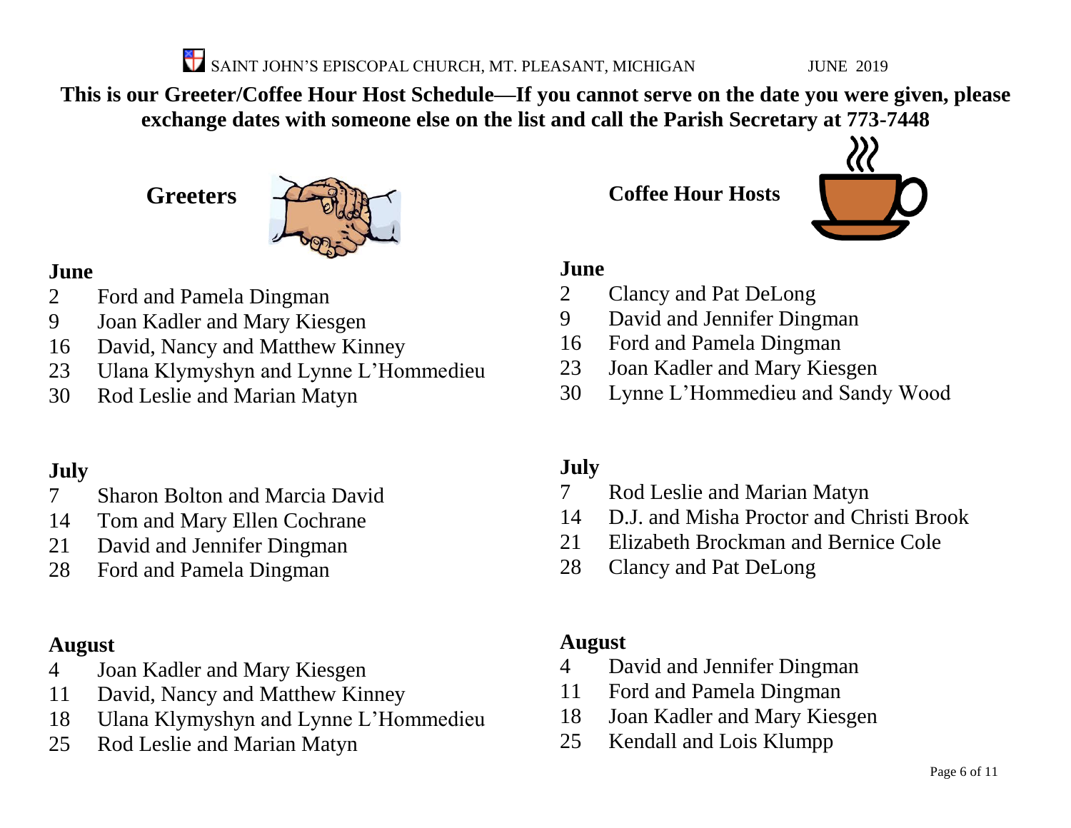SAINT JOHN'S EPISCOPAL CHURCH, MT. PLEASANT, MICHIGAN JUNE 2019

**This is our Greeter/Coffee Hour Host Schedule—If you cannot serve on the date you were given, please exchange dates with someone else on the list and call the Parish Secretary at 773-7448**

## Greeters

**June**

- 2 Ford and Pamela Dingman
- 9 Joan Kadler and Mary Kiesgen
- 16 David, Nancy and Matthew Kinney
- 23 Ulana Klymyshyn and Lynne L'Hommedieu
- 30 Rod Leslie and Marian Matyn

**July**

- 7 Sharon Bolton and Marcia David
- 14 Tom and Mary Ellen Cochrane
- 21 David and Jennifer Dingman
- 28 Ford and Pamela Dingman

**August**

- 4 Joan Kadler and Mary Kiesgen
- 11 David, Nancy and Matthew Kinney
- 18 Ulana Klymyshyn and Lynne L'Hommedieu
- 25 Rod Leslie and Marian Matyn

## Coffee Hour Hosts

**June**

- 2 Clancy and Pat DeLong
- 9 David and Jennifer Dingman
- 16 Ford and Pamela Dingman
- 23 Joan Kadler and Mary Kiesgen
- 30 Lynne L'Hommedieu and Sandy Wood

**July**

- 7 Rod Leslie and Marian Matyn
- 14 D.J. and Misha Proctor and Christi Brook
- 21 Elizabeth Brockman and Bernice Cole
- 28 Clancy and Pat DeLong

**August**

- 4 David and Jennifer Dingman
- 11 Ford and Pamela Dingman
- 18 Joan Kadler and Mary Kiesgen
- 25 Kendall and Lois Klumpp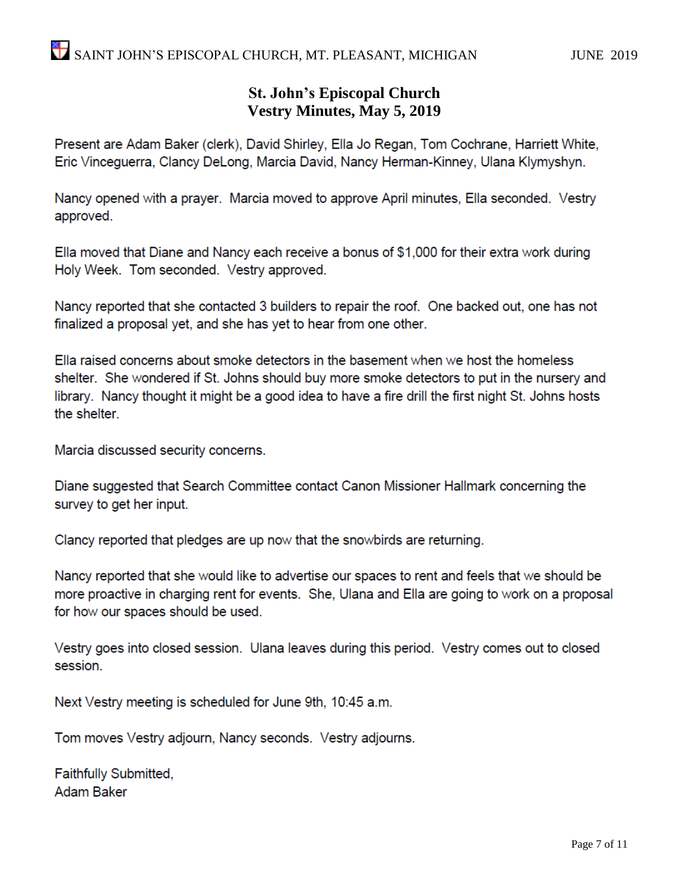## St. John's Episcopal Church
## Vestry Minutes, May 5, 2019

Present are Adam Baker (clerk), David Shirley, Ella Jo Regan, Tom Cochrane, Harriett White, Eric Vinceguerra, Clancy DeLong, Marcia David, Nancy Herman-Kinney, Ulana Klymyshyn.

Nancy opened with a prayer. Marcia moved to approve April minutes, Ella seconded. Vestry approved.

Ella moved that Diane and Nancy each receive a bonus of $1,000 for their extra work during Holy Week. Tom seconded. Vestry approved.

Nancy reported that she contacted 3 builders to repair the roof. One backed out, one has not finalized a proposal yet, and she has yet to hear from one other.

Ella raised concerns about smoke detectors in the basement when we host the homeless shelter. She wondered if St. Johns should buy more smoke detectors to put in the nursery and library. Nancy thought it might be a good idea to have a fire drill the first night St. Johns hosts the shelter.

Marcia discussed security concerns.

Diane suggested that Search Committee contact Canon Missioner Hallmark concerning the survey to get her input.

Clancy reported that pledges are up now that the snowbirds are returning.

Nancy reported that she would like to advertise our spaces to rent and feels that we should be more proactive in charging rent for events. She, Ulana and Ella are going to work on a proposal for how our spaces should be used.

Vestry goes into closed session. Ulana leaves during this period. Vestry comes out to closed session.

Next Vestry meeting is scheduled for June 9th, 10:45 a.m.

Tom moves Vestry adjourn, Nancy seconds. Vestry adjourns.

Faithfully Submitted,
Adam Baker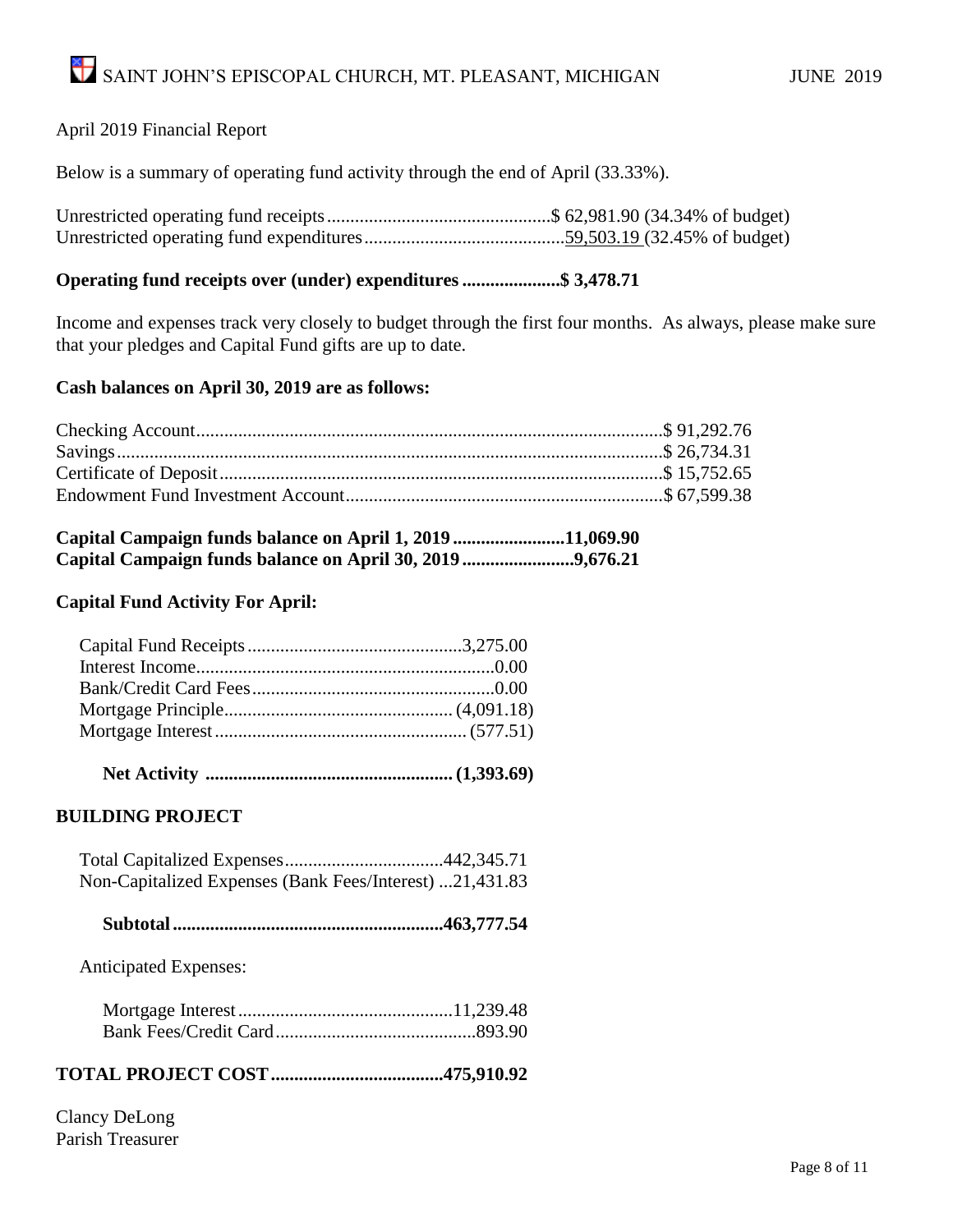April 2019 Financial Report

Below is a summary of operating fund activity through the end of April (33.33%).

| | | |
|---|---|---|
| Unrestricted operating fund receipts | $ 62,981.90 | (34.34% of budget) |
| Unrestricted operating fund expenditures | 59,503.19 | (32.45% of budget) |

**Operating fund receipts over (under) expenditures .................... $ 3,478.71**

Income and expenses track very closely to budget through the first four months. As always, please make sure that your pledges and Capital Fund gifts are up to date.

**Cash balances on April 30, 2019 are as follows:**

| | |
|---|---|
| Checking Account | $ 91,292.76 |
| Savings | $ 26,734.31 |
| Certificate of Deposit | $ 15,752.65 |
| Endowment Fund Investment Account | $ 67,599.38 |

**Capital Campaign funds balance on April 1, 2019 ........................ 11,069.90**
**Capital Campaign funds balance on April 30, 2019 ........................ 9,676.21**

**Capital Fund Activity For April:**

| | |
|---|---|
| Capital Fund Receipts | 3,275.00 |
| Interest Income | 0.00 |
| Bank/Credit Card Fees | 0.00 |
| Mortgage Principle | (4,091.18) |
| Mortgage Interest | (577.51) |
| **Net Activity** | **(1,393.69)** |

**BUILDING PROJECT**

| | |
|---|---|
| Total Capitalized Expenses | 442,345.71 |
| Non-Capitalized Expenses (Bank Fees/Interest) | 21,431.83 |
| **Subtotal** | **463,777.54** |

Anticipated Expenses:

| | |
|---|---|
| Mortgage Interest | 11,239.48 |
| Bank Fees/Credit Card | 893.90 |

**TOTAL PROJECT COST .................................... 475,910.92**

Clancy DeLong
Parish Treasurer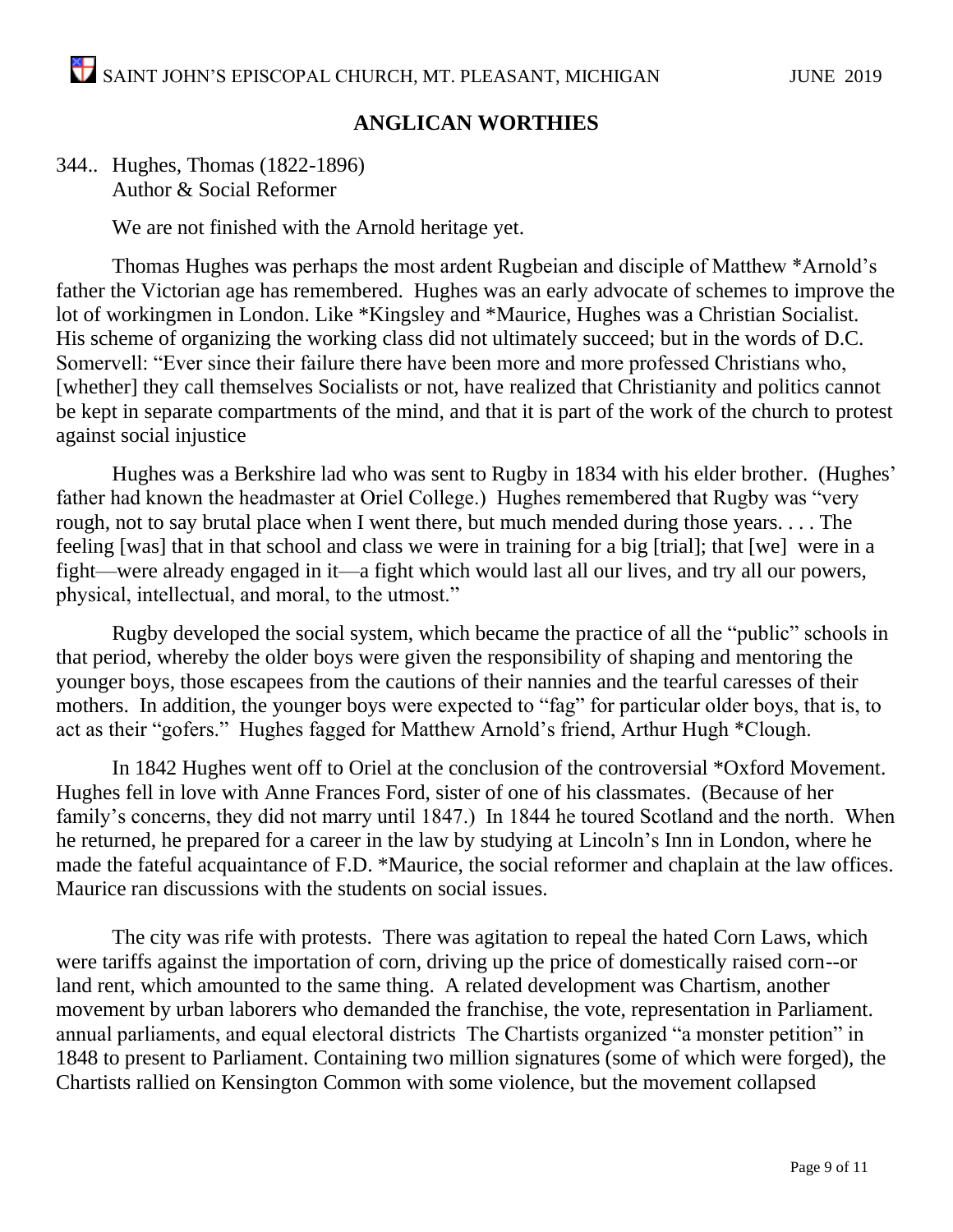## ANGLICAN WORTHIES

344.. Hughes, Thomas (1822-1896)
Author & Social Reformer

We are not finished with the Arnold heritage yet.

Thomas Hughes was perhaps the most ardent Rugbeian and disciple of Matthew *Arnold's father the Victorian age has remembered. Hughes was an early advocate of schemes to improve the lot of workingmen in London. Like *Kingsley and *Maurice, Hughes was a Christian Socialist. His scheme of organizing the working class did not ultimately succeed; but in the words of D.C. Somervell: "Ever since their failure there have been more and more professed Christians who, [whether] they call themselves Socialists or not, have realized that Christianity and politics cannot be kept in separate compartments of the mind, and that it is part of the work of the church to protest against social injustice

Hughes was a Berkshire lad who was sent to Rugby in 1834 with his elder brother. (Hughes' father had known the headmaster at Oriel College.) Hughes remembered that Rugby was "very rough, not to say brutal place when I went there, but much mended during those years. . . . The feeling [was] that in that school and class we were in training for a big [trial]; that [we] were in a fight—were already engaged in it—a fight which would last all our lives, and try all our powers, physical, intellectual, and moral, to the utmost."

Rugby developed the social system, which became the practice of all the "public" schools in that period, whereby the older boys were given the responsibility of shaping and mentoring the younger boys, those escapees from the cautions of their nannies and the tearful caresses of their mothers. In addition, the younger boys were expected to "fag" for particular older boys, that is, to act as their "gofers." Hughes fagged for Matthew Arnold's friend, Arthur Hugh *Clough.

In 1842 Hughes went off to Oriel at the conclusion of the controversial *Oxford Movement. Hughes fell in love with Anne Frances Ford, sister of one of his classmates. (Because of her family's concerns, they did not marry until 1847.) In 1844 he toured Scotland and the north. When he returned, he prepared for a career in the law by studying at Lincoln's Inn in London, where he made the fateful acquaintance of F.D. *Maurice, the social reformer and chaplain at the law offices. Maurice ran discussions with the students on social issues.

The city was rife with protests. There was agitation to repeal the hated Corn Laws, which were tariffs against the importation of corn, driving up the price of domestically raised corn--or land rent, which amounted to the same thing. A related development was Chartism, another movement by urban laborers who demanded the franchise, the vote, representation in Parliament. annual parliaments, and equal electoral districts The Chartists organized "a monster petition" in 1848 to present to Parliament. Containing two million signatures (some of which were forged), the Chartists rallied on Kensington Common with some violence, but the movement collapsed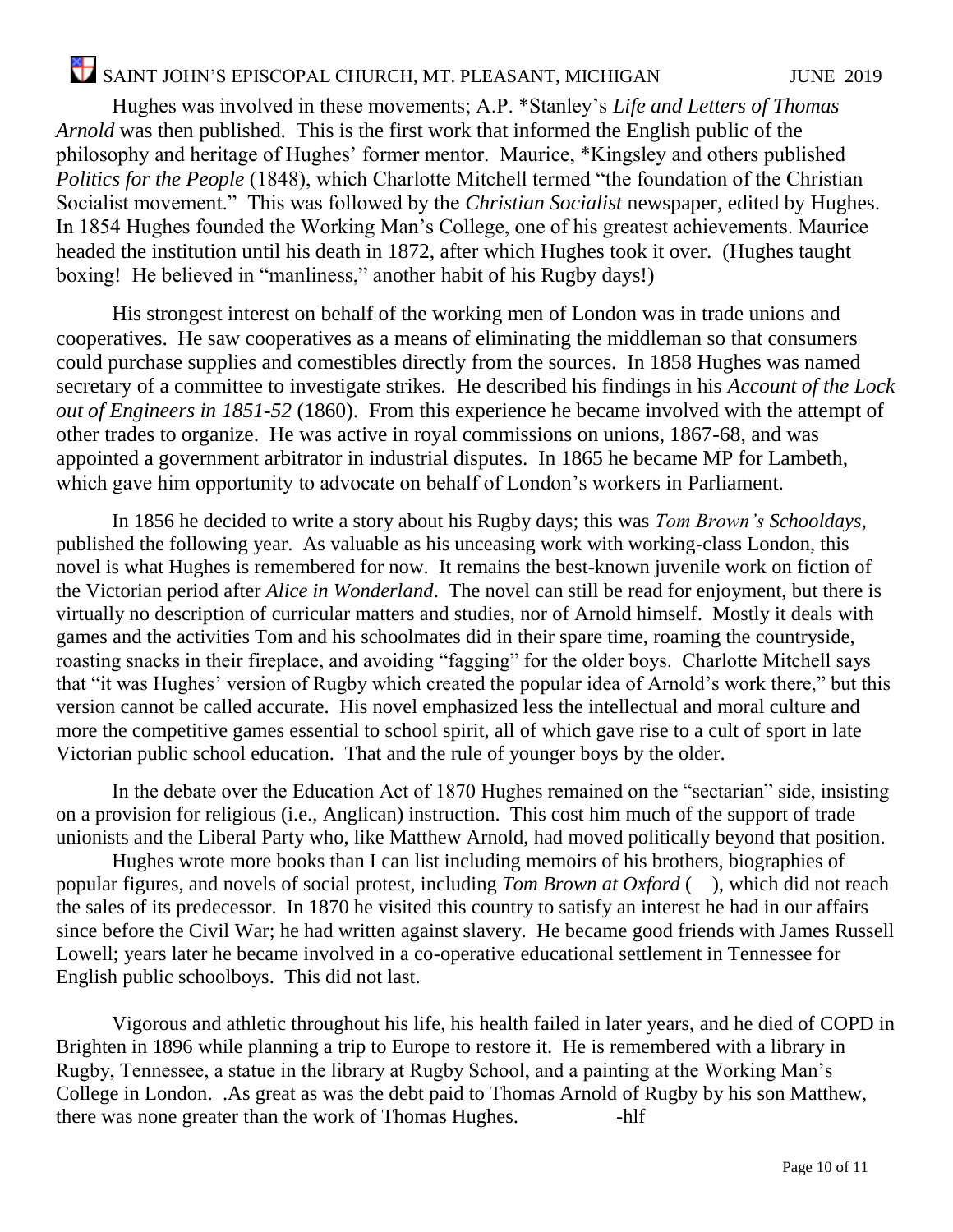Hughes was involved in these movements; A.P. *Stanley's *Life and Letters of Thomas Arnold* was then published. This is the first work that informed the English public of the philosophy and heritage of Hughes' former mentor. Maurice, *Kingsley and others published *Politics for the People* (1848), which Charlotte Mitchell termed "the foundation of the Christian Socialist movement." This was followed by the *Christian Socialist* newspaper, edited by Hughes. In 1854 Hughes founded the Working Man's College, one of his greatest achievements. Maurice headed the institution until his death in 1872, after which Hughes took it over. (Hughes taught boxing! He believed in "manliness," another habit of his Rugby days!)

His strongest interest on behalf of the working men of London was in trade unions and cooperatives. He saw cooperatives as a means of eliminating the middleman so that consumers could purchase supplies and comestibles directly from the sources. In 1858 Hughes was named secretary of a committee to investigate strikes. He described his findings in his *Account of the Lock out of Engineers in 1851-52* (1860). From this experience he became involved with the attempt of other trades to organize. He was active in royal commissions on unions, 1867-68, and was appointed a government arbitrator in industrial disputes. In 1865 he became MP for Lambeth, which gave him opportunity to advocate on behalf of London's workers in Parliament.

In 1856 he decided to write a story about his Rugby days; this was *Tom Brown's Schooldays*, published the following year. As valuable as his unceasing work with working-class London, this novel is what Hughes is remembered for now. It remains the best-known juvenile work on fiction of the Victorian period after *Alice in Wonderland*. The novel can still be read for enjoyment, but there is virtually no description of curricular matters and studies, nor of Arnold himself. Mostly it deals with games and the activities Tom and his schoolmates did in their spare time, roaming the countryside, roasting snacks in their fireplace, and avoiding "fagging" for the older boys. Charlotte Mitchell says that "it was Hughes' version of Rugby which created the popular idea of Arnold's work there," but this version cannot be called accurate. His novel emphasized less the intellectual and moral culture and more the competitive games essential to school spirit, all of which gave rise to a cult of sport in late Victorian public school education. That and the rule of younger boys by the older.

In the debate over the Education Act of 1870 Hughes remained on the "sectarian" side, insisting on a provision for religious (i.e., Anglican) instruction. This cost him much of the support of trade unionists and the Liberal Party who, like Matthew Arnold, had moved politically beyond that position.

Hughes wrote more books than I can list including memoirs of his brothers, biographies of popular figures, and novels of social protest, including *Tom Brown at Oxford* ( ), which did not reach the sales of its predecessor. In 1870 he visited this country to satisfy an interest he had in our affairs since before the Civil War; he had written against slavery. He became good friends with James Russell Lowell; years later he became involved in a co-operative educational settlement in Tennessee for English public schoolboys. This did not last.

Vigorous and athletic throughout his life, his health failed in later years, and he died of COPD in Brighten in 1896 while planning a trip to Europe to restore it. He is remembered with a library in Rugby, Tennessee, a statue in the library at Rugby School, and a painting at the Working Man's College in London. .As great as was the debt paid to Thomas Arnold of Rugby by his son Matthew, there was none greater than the work of Thomas Hughes. -hlf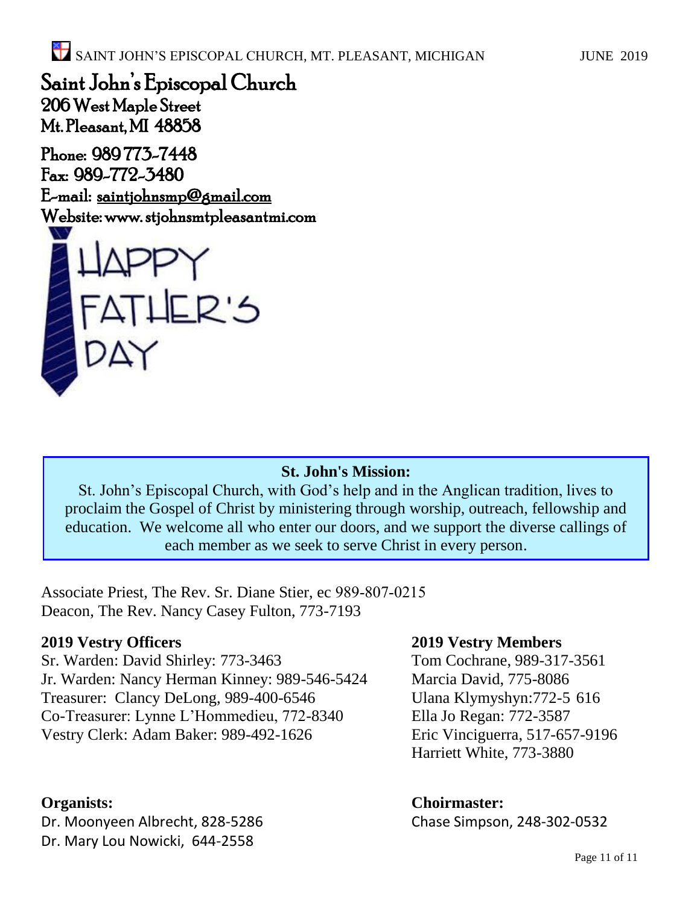# Saint John's Episcopal Church

206 West Maple Street
Mt. Pleasant, MI 48858

Phone: 989 773-7448
Fax: 989-772-3480
E-mail: saintjohnsmp@gmail.com
Website: www. stjohnsmtpleasantmi.com

HAPPY FATHER'S DAY

**St. John's Mission:**

St. John's Episcopal Church, with God's help and in the Anglican tradition, lives to proclaim the Gospel of Christ by ministering through worship, outreach, fellowship and education. We welcome all who enter our doors, and we support the diverse callings of each member as we seek to serve Christ in every person.

Associate Priest, The Rev. Sr. Diane Stier, ec 989-807-0215
Deacon, The Rev. Nancy Casey Fulton, 773-7193

**2019 Vestry Officers**

Sr. Warden: David Shirley: 773-3463
Jr. Warden: Nancy Herman Kinney: 989-546-5424
Treasurer: Clancy DeLong, 989-400-6546
Co-Treasurer: Lynne L'Hommedieu, 772-8340
Vestry Clerk: Adam Baker: 989-492-1626

**2019 Vestry Members**

Tom Cochrane, 989-317-3561
Marcia David, 775-8086
Ulana Klymyshyn:772-5 616
Ella Jo Regan: 772-3587
Eric Vinciguerra, 517-657-9196
Harriett White, 773-3880

**Organists:**

Dr. Moonyeen Albrecht, 828-5286
Dr. Mary Lou Nowicki, 644-2558

**Choirmaster:**

Chase Simpson, 248-302-0532